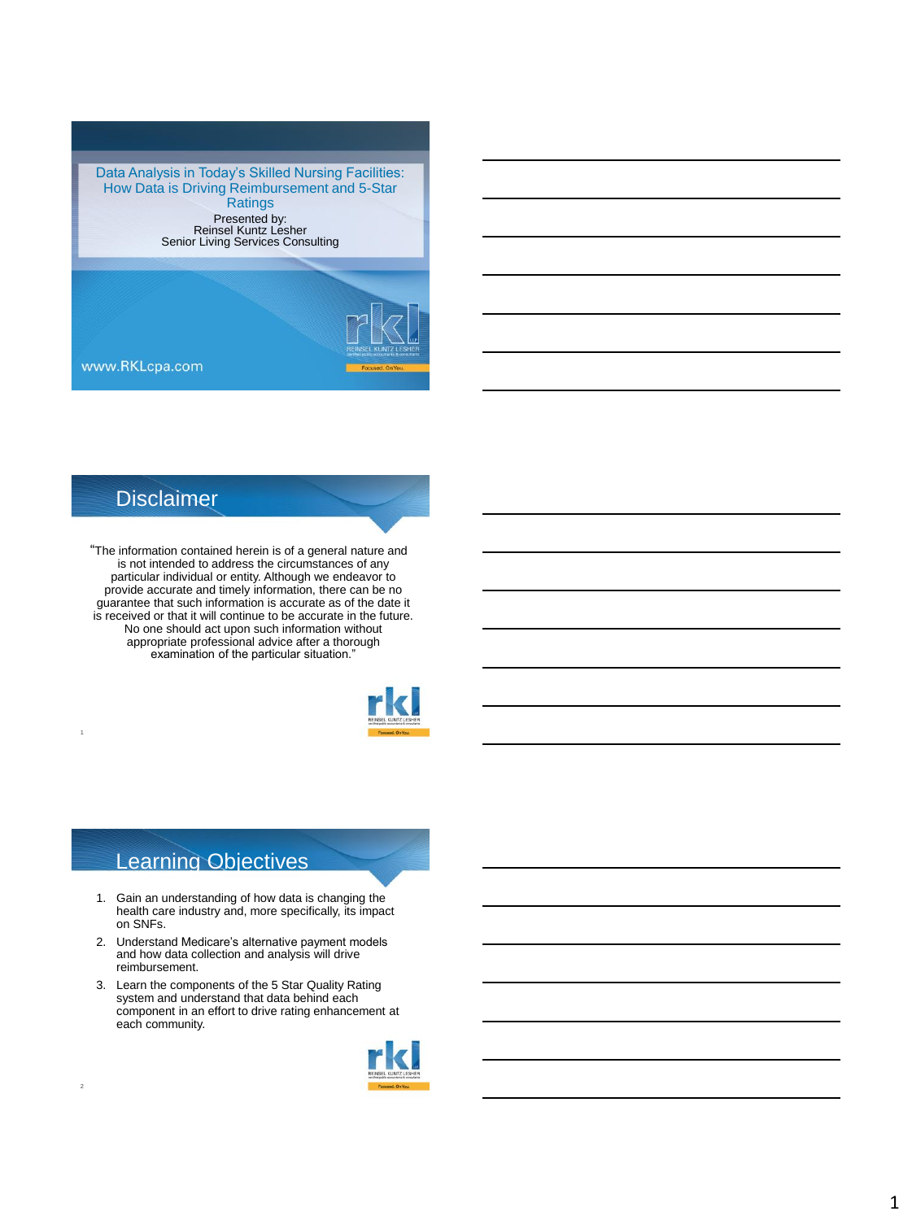# Data Analysis in Today's Skilled Nursing Facilities: How Data is Driving Reimbursement and 5-Star Ratings

Presented by:
Reinsel Kuntz Lesher
Senior Living Services Consulting

www.RKLcpa.com

## Disclaimer

"The information contained herein is of a general nature and is not intended to address the circumstances of any particular individual or entity. Although we endeavor to provide accurate and timely information, there can be no guarantee that such information is accurate as of the date it is received or that it will continue to be accurate in the future. No one should act upon such information without appropriate professional advice after a thorough examination of the particular situation."

## Learning Objectives

1. Gain an understanding of how data is changing the health care industry and, more specifically, its impact on SNFs.
2. Understand Medicare's alternative payment models and how data collection and analysis will drive reimbursement.
3. Learn the components of the 5 Star Quality Rating system and understand that data behind each component in an effort to drive rating enhancement at each community.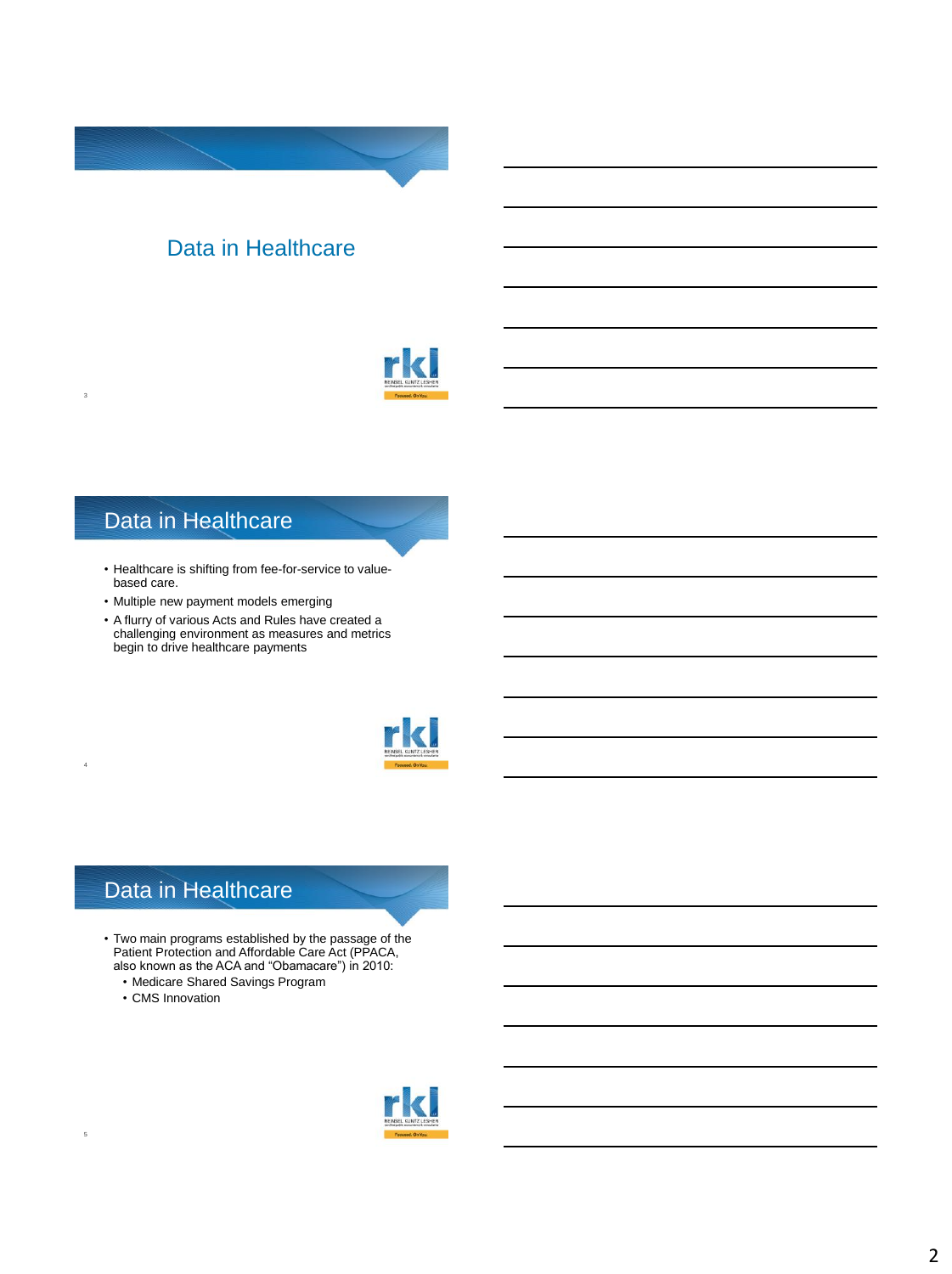## Data in Healthcare

## Data in Healthcare

- Healthcare is shifting from fee-for-service to value-based care.
- Multiple new payment models emerging
- A flurry of various Acts and Rules have created a challenging environment as measures and metrics begin to drive healthcare payments

## Data in Healthcare

- Two main programs established by the passage of the Patient Protection and Affordable Care Act (PPACA, also known as the ACA and "Obamacare") in 2010:
  - Medicare Shared Savings Program
  - CMS Innovation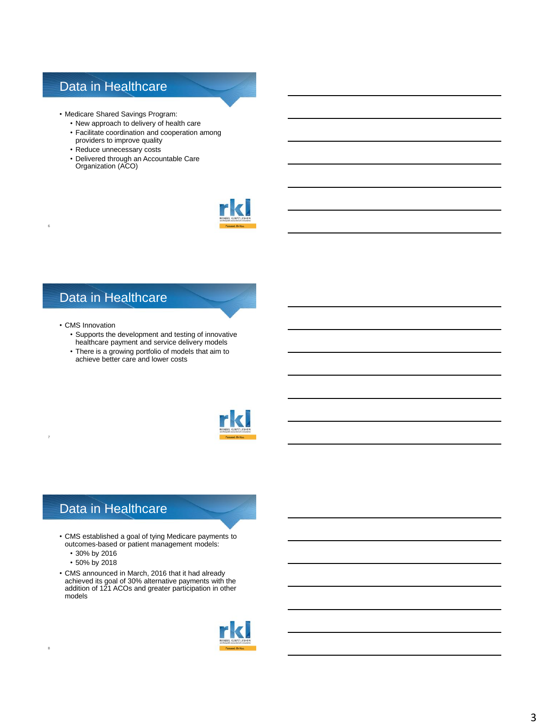## Data in Healthcare

- Medicare Shared Savings Program:
  - New approach to delivery of health care
  - Facilitate coordination and cooperation among providers to improve quality
  - Reduce unnecessary costs
  - Delivered through an Accountable Care Organization (ACO)

## Data in Healthcare

- CMS Innovation
  - Supports the development and testing of innovative healthcare payment and service delivery models
  - There is a growing portfolio of models that aim to achieve better care and lower costs

## Data in Healthcare

- CMS established a goal of tying Medicare payments to outcomes-based or patient management models:
  - 30% by 2016
  - 50% by 2018
- CMS announced in March, 2016 that it had already achieved its goal of 30% alternative payments with the addition of 121 ACOs and greater participation in other models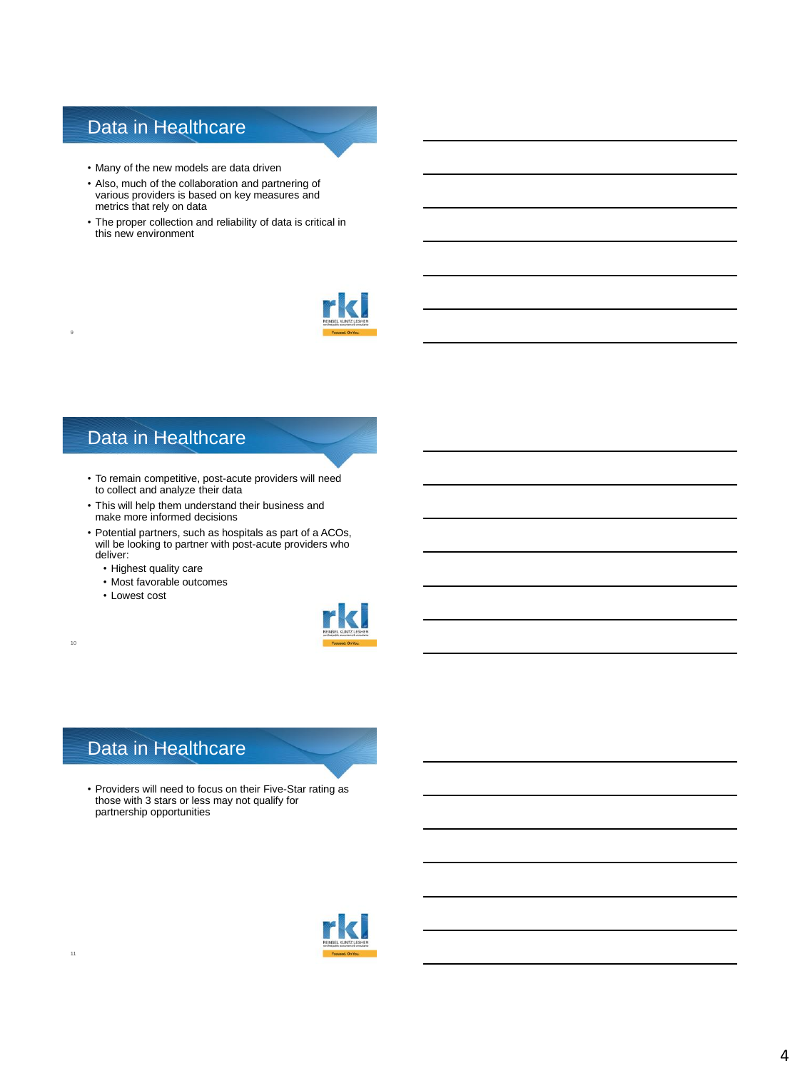## Data in Healthcare

- Many of the new models are data driven
- Also, much of the collaboration and partnering of various providers is based on key measures and metrics that rely on data
- The proper collection and reliability of data is critical in this new environment

## Data in Healthcare

- To remain competitive, post-acute providers will need to collect and analyze their data
- This will help them understand their business and make more informed decisions
- Potential partners, such as hospitals as part of a ACOs, will be looking to partner with post-acute providers who deliver:
  - Highest quality care
  - Most favorable outcomes
  - Lowest cost

## Data in Healthcare

- Providers will need to focus on their Five-Star rating as those with 3 stars or less may not qualify for partnership opportunities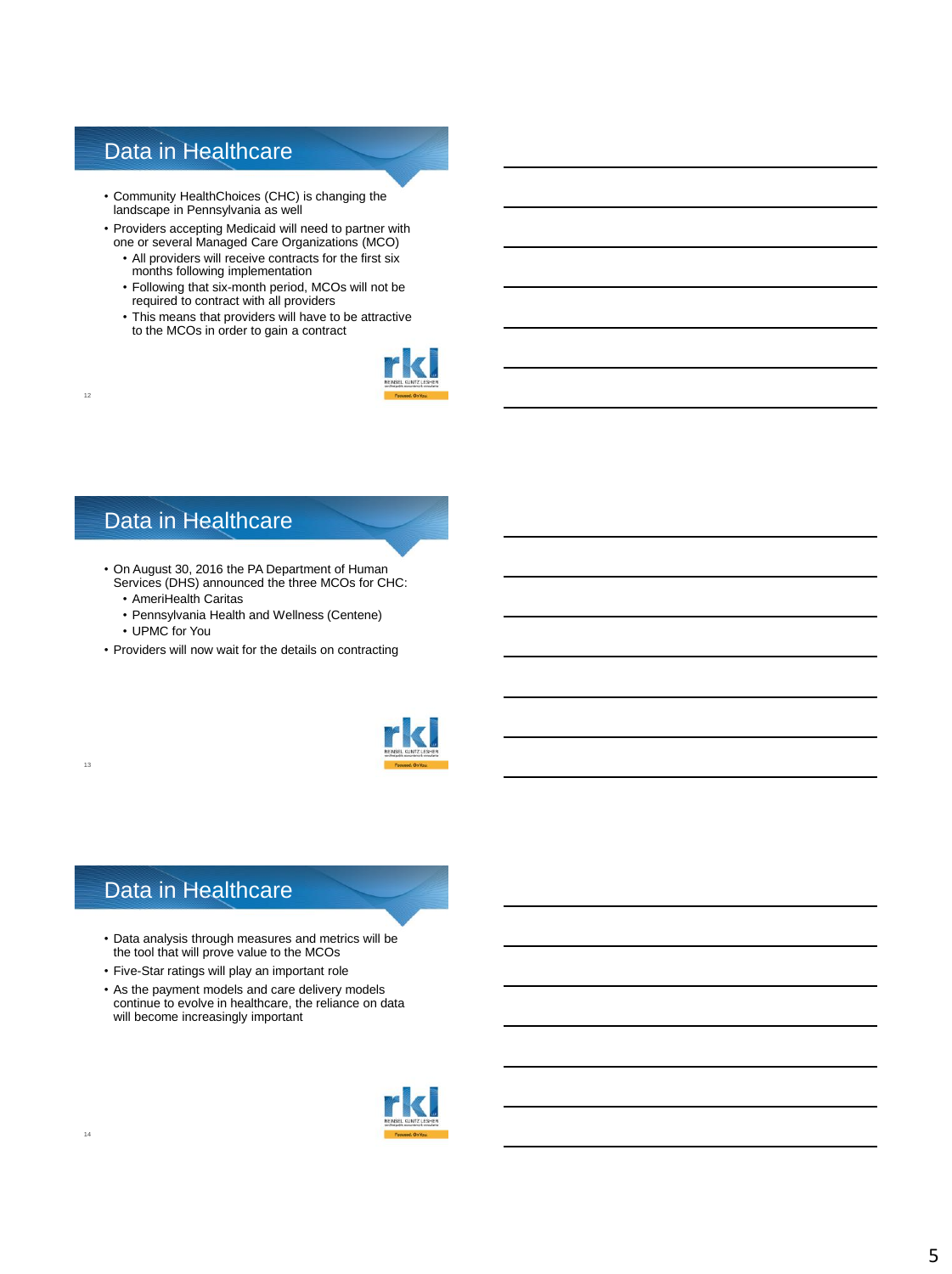## Data in Healthcare

- Community HealthChoices (CHC) is changing the landscape in Pennsylvania as well
- Providers accepting Medicaid will need to partner with one or several Managed Care Organizations (MCO)
  - All providers will receive contracts for the first six months following implementation
  - Following that six-month period, MCOs will not be required to contract with all providers
  - This means that providers will have to be attractive to the MCOs in order to gain a contract

## Data in Healthcare

- On August 30, 2016 the PA Department of Human Services (DHS) announced the three MCOs for CHC:
  - AmeriHealth Caritas
  - Pennsylvania Health and Wellness (Centene)
  - UPMC for You
- Providers will now wait for the details on contracting

## Data in Healthcare

- Data analysis through measures and metrics will be the tool that will prove value to the MCOs
- Five-Star ratings will play an important role
- As the payment models and care delivery models continue to evolve in healthcare, the reliance on data will become increasingly important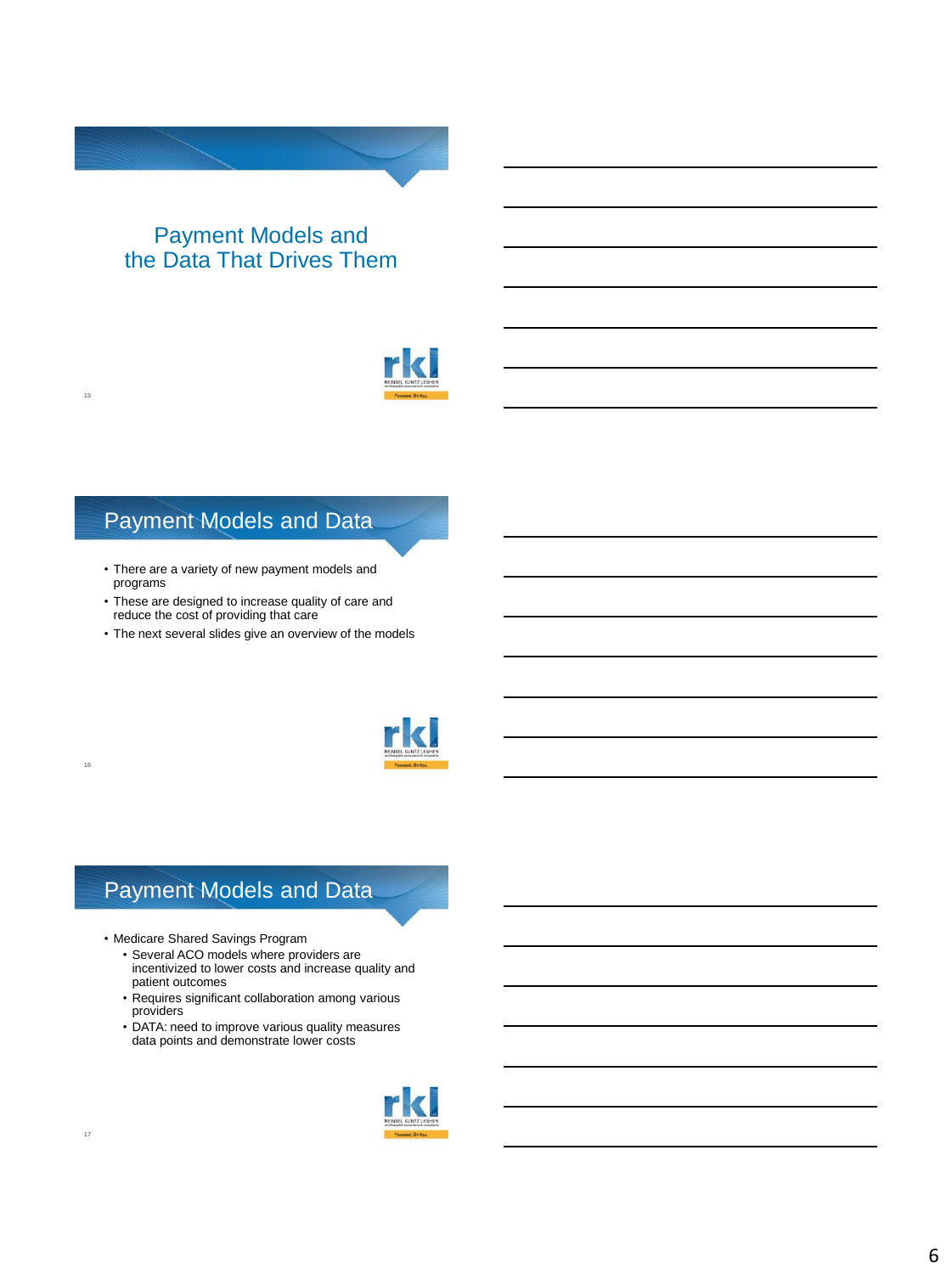# Payment Models and the Data That Drives Them

## Payment Models and Data

- There are a variety of new payment models and programs
- These are designed to increase quality of care and reduce the cost of providing that care
- The next several slides give an overview of the models

## Payment Models and Data

- Medicare Shared Savings Program
  - Several ACO models where providers are incentivized to lower costs and increase quality and patient outcomes
  - Requires significant collaboration among various providers
  - DATA: need to improve various quality measures data points and demonstrate lower costs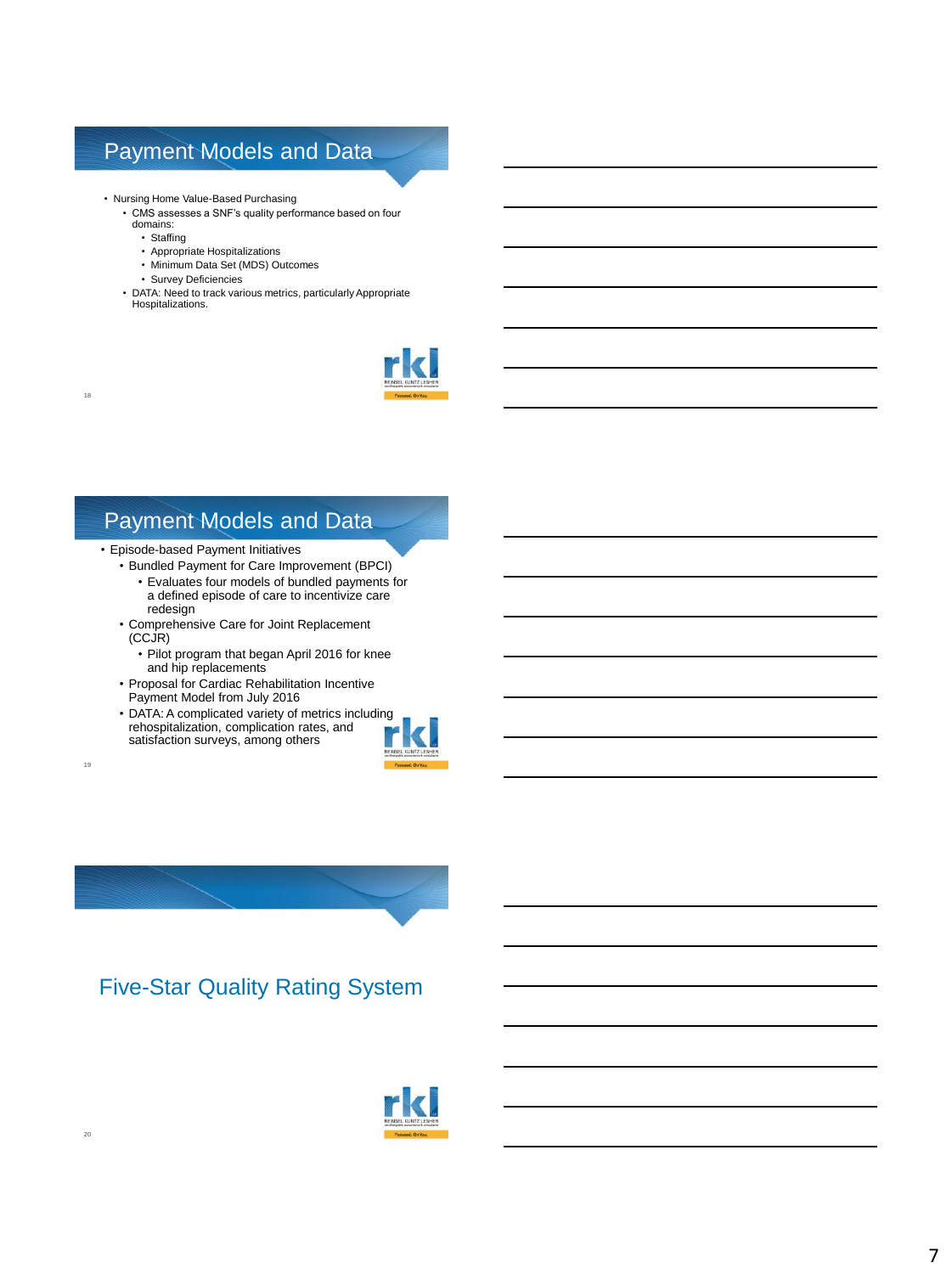## Payment Models and Data

- Nursing Home Value-Based Purchasing
  - CMS assesses a SNF's quality performance based on four domains:
    - Staffing
    - Appropriate Hospitalizations
    - Minimum Data Set (MDS) Outcomes
    - Survey Deficiencies
  - DATA: Need to track various metrics, particularly Appropriate Hospitalizations.

## Payment Models and Data

- Episode-based Payment Initiatives
  - Bundled Payment for Care Improvement (BPCI)
    - Evaluates four models of bundled payments for a defined episode of care to incentivize care redesign
  - Comprehensive Care for Joint Replacement (CCJR)
    - Pilot program that began April 2016 for knee and hip replacements
  - Proposal for Cardiac Rehabilitation Incentive Payment Model from July 2016
  - DATA: A complicated variety of metrics including rehospitalization, complication rates, and satisfaction surveys, among others

## Five-Star Quality Rating System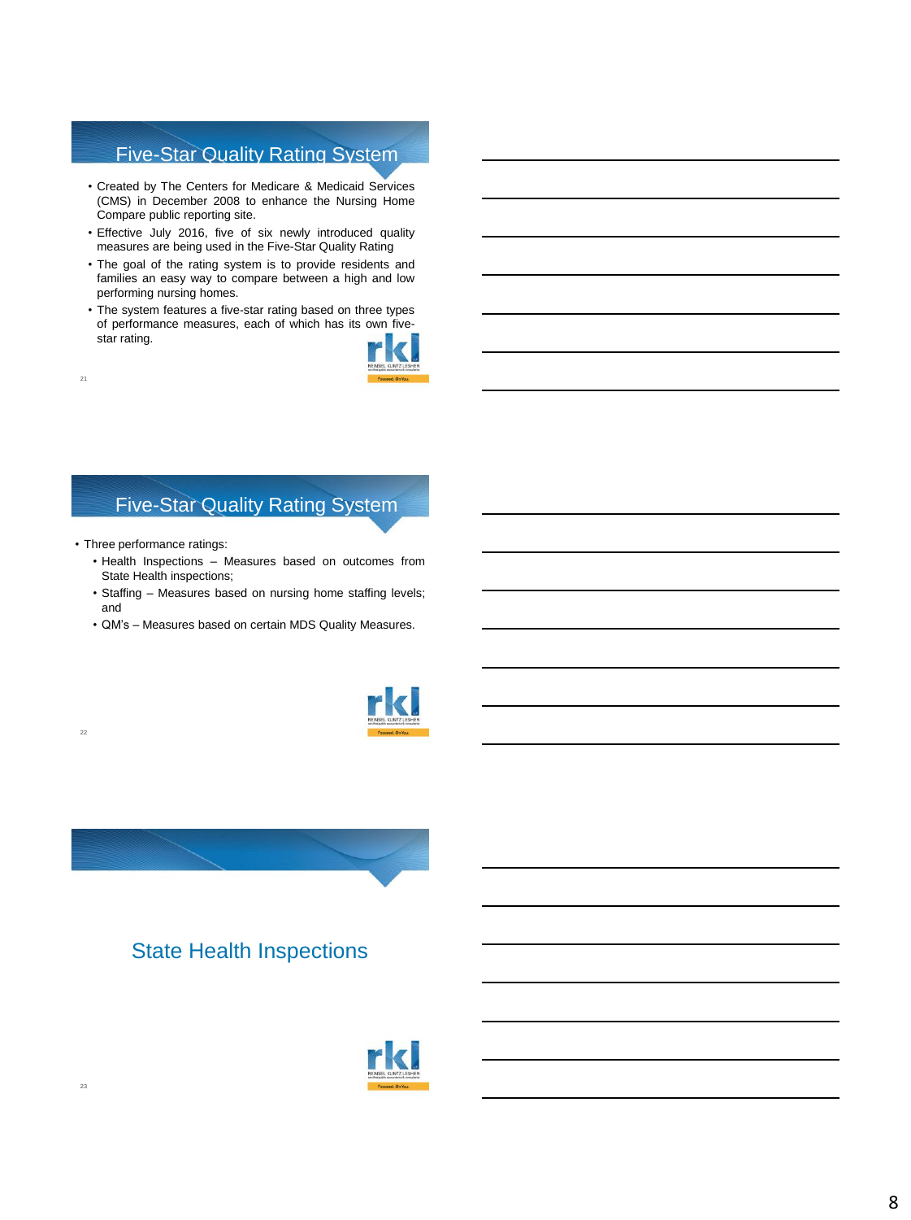## Five-Star Quality Rating System

- Created by The Centers for Medicare & Medicaid Services (CMS) in December 2008 to enhance the Nursing Home Compare public reporting site.
- Effective July 2016, five of six newly introduced quality measures are being used in the Five-Star Quality Rating
- The goal of the rating system is to provide residents and families an easy way to compare between a high and low performing nursing homes.
- The system features a five-star rating based on three types of performance measures, each of which has its own five-star rating.

## Five-Star Quality Rating System

- Three performance ratings:
  - Health Inspections – Measures based on outcomes from State Health inspections;
  - Staffing – Measures based on nursing home staffing levels; and
  - QM's – Measures based on certain MDS Quality Measures.

## State Health Inspections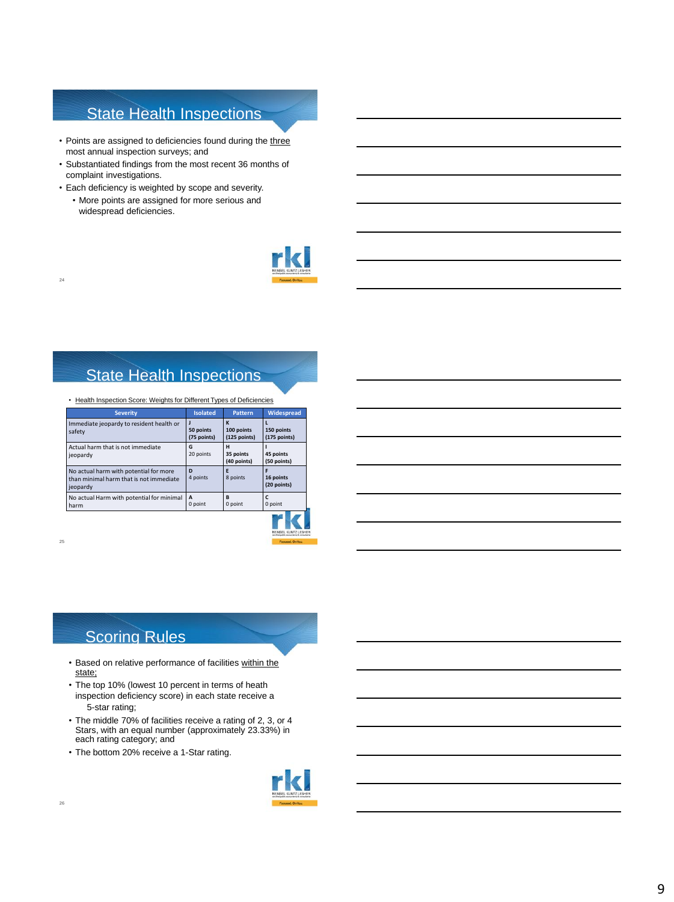## State Health Inspections

- Points are assigned to deficiencies found during the three most annual inspection surveys; and
- Substantiated findings from the most recent 36 months of complaint investigations.
- Each deficiency is weighted by scope and severity.
  - More points are assigned for more serious and widespread deficiencies.

## State Health Inspections

- Health Inspection Score: Weights for Different Types of Deficiencies

| Severity | Isolated | Pattern | Widespread |
|---|---|---|---|
| Immediate jeopardy to resident health or safety | J **50 points (75 points)** | K **100 points (125 points)** | L **150 points (175 points)** |
| Actual harm that is not immediate jeopardy | G 20 points | H **35 points (40 points)** | I **45 points (50 points)** |
| No actual harm with potential for more than minimal harm that is not immediate jeopardy | D 4 points | E 8 points | F **16 points (20 points)** |
| No actual Harm with potential for minimal harm | A 0 point | B 0 point | C 0 point |

## Scoring Rules

- Based on relative performance of facilities within the state;
- The top 10% (lowest 10 percent in terms of heath inspection deficiency score) in each state receive a 5-star rating;
- The middle 70% of facilities receive a rating of 2, 3, or 4 Stars, with an equal number (approximately 23.33%) in each rating category; and
- The bottom 20% receive a 1-Star rating.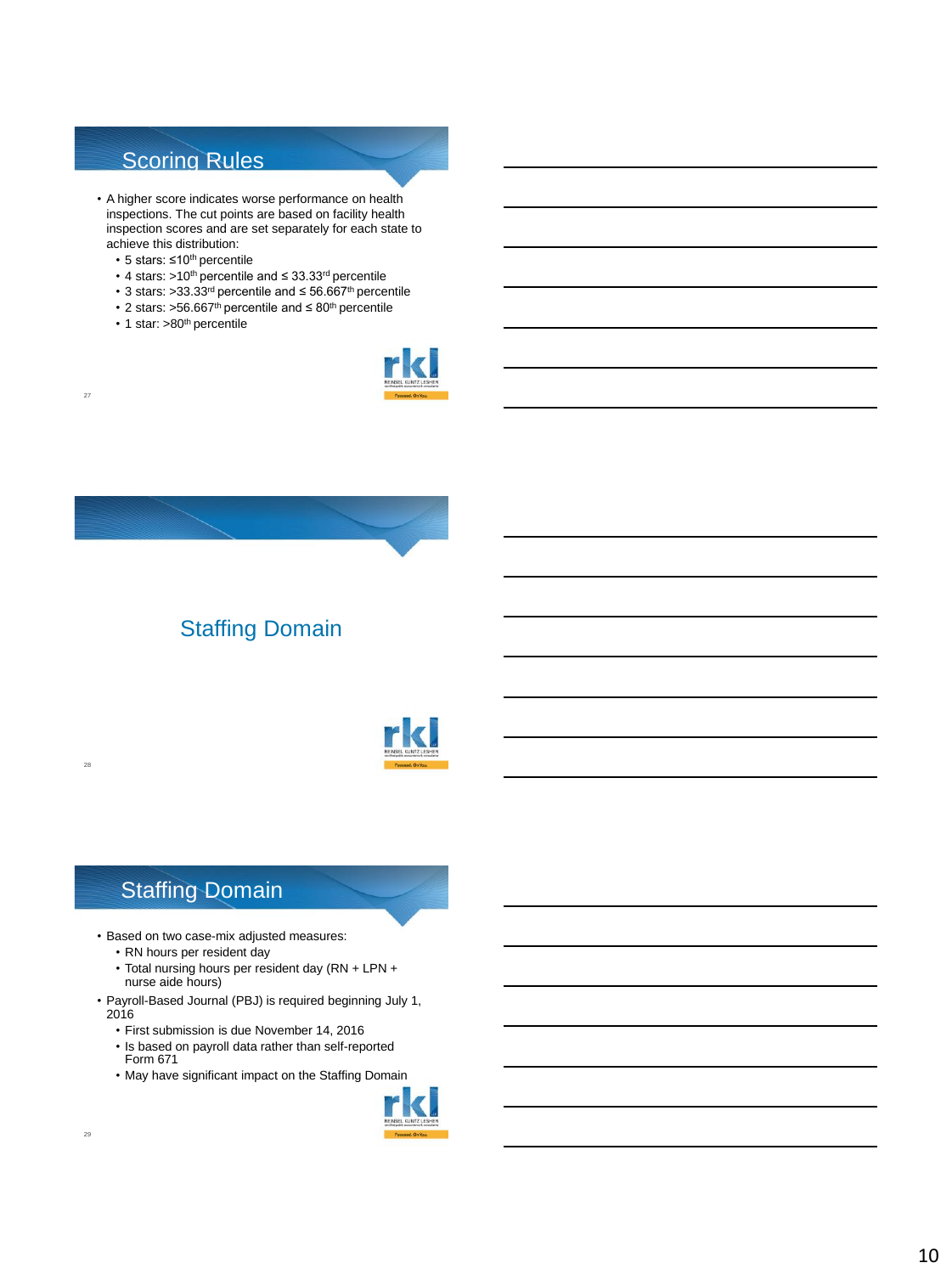## Scoring Rules

- A higher score indicates worse performance on health inspections. The cut points are based on facility health inspection scores and are set separately for each state to achieve this distribution:
  - 5 stars: ≤10th percentile
  - 4 stars: >10th percentile and ≤ 33.33rd percentile
  - 3 stars: >33.33rd percentile and ≤ 56.667th percentile
  - 2 stars: >56.667th percentile and ≤ 80th percentile
  - 1 star: >80th percentile

## Staffing Domain

## Staffing Domain

- Based on two case-mix adjusted measures:
  - RN hours per resident day
  - Total nursing hours per resident day (RN + LPN + nurse aide hours)
- Payroll-Based Journal (PBJ) is required beginning July 1, 2016
  - First submission is due November 14, 2016
  - Is based on payroll data rather than self-reported Form 671
  - May have significant impact on the Staffing Domain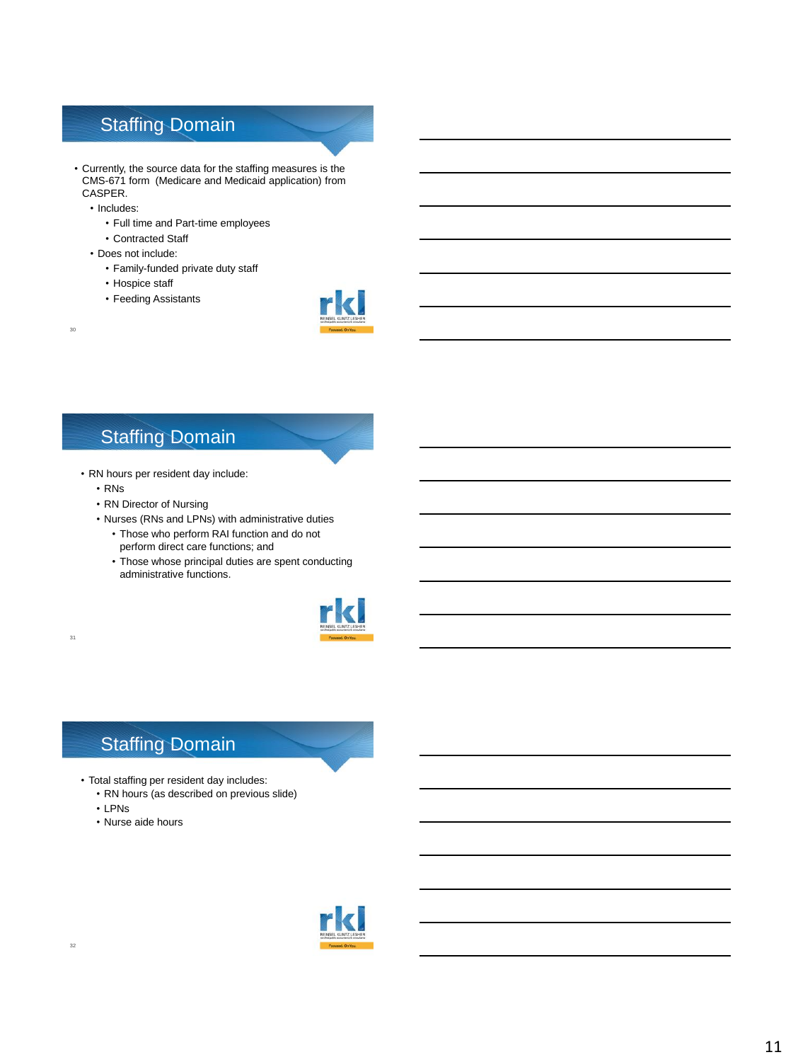## Staffing Domain

- Currently, the source data for the staffing measures is the CMS-671 form (Medicare and Medicaid application) from CASPER.
  - Includes:
    - Full time and Part-time employees
    - Contracted Staff
  - Does not include:
    - Family-funded private duty staff
    - Hospice staff
    - Feeding Assistants

## Staffing Domain

- RN hours per resident day include:
  - RNs
  - RN Director of Nursing
  - Nurses (RNs and LPNs) with administrative duties
    - Those who perform RAI function and do not perform direct care functions; and
    - Those whose principal duties are spent conducting administrative functions.

## Staffing Domain

- Total staffing per resident day includes:
  - RN hours (as described on previous slide)
  - LPNs
  - Nurse aide hours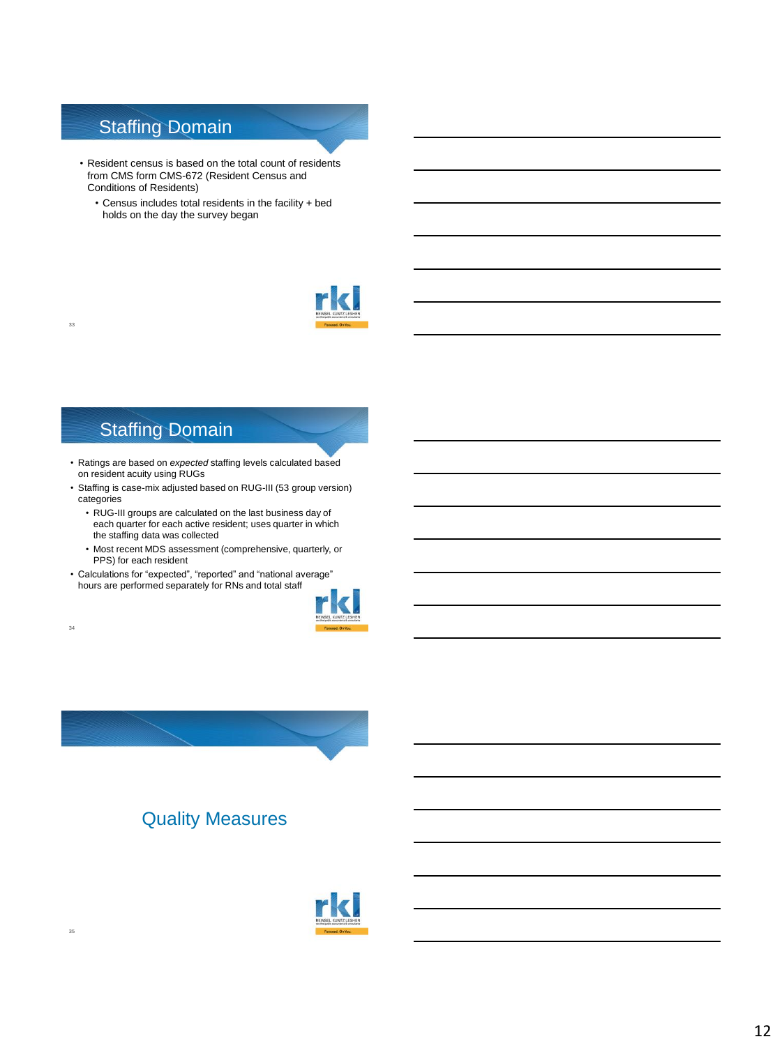## Staffing Domain

- Resident census is based on the total count of residents from CMS form CMS-672 (Resident Census and Conditions of Residents)
  - Census includes total residents in the facility + bed holds on the day the survey began

## Staffing Domain

- Ratings are based on *expected* staffing levels calculated based on resident acuity using RUGs
- Staffing is case-mix adjusted based on RUG-III (53 group version) categories
  - RUG-III groups are calculated on the last business day of each quarter for each active resident; uses quarter in which the staffing data was collected
  - Most recent MDS assessment (comprehensive, quarterly, or PPS) for each resident
- Calculations for “expected”, “reported” and “national average” hours are performed separately for RNs and total staff

## Quality Measures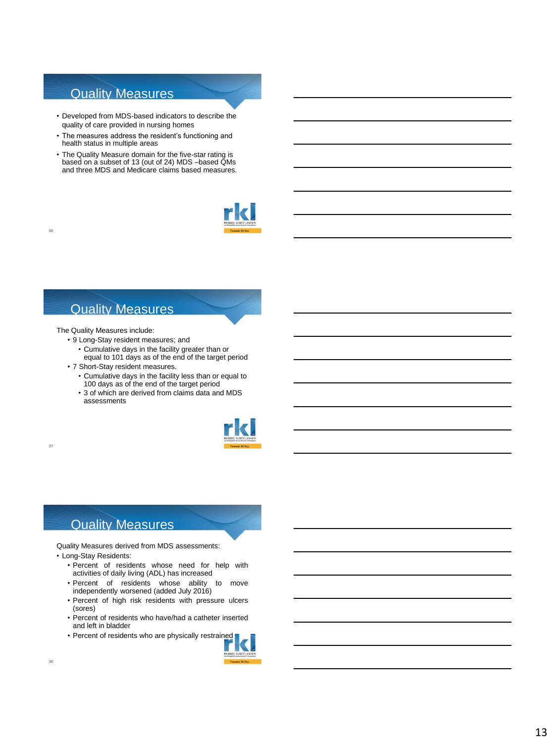## Quality Measures

- Developed from MDS-based indicators to describe the quality of care provided in nursing homes
- The measures address the resident's functioning and health status in multiple areas
- The Quality Measure domain for the five-star rating is based on a subset of 13 (out of 24) MDS –based QMs and three MDS and Medicare claims based measures.

## Quality Measures

The Quality Measures include:

- 9 Long-Stay resident measures; and
  - Cumulative days in the facility greater than or equal to 101 days as of the end of the target period
- 7 Short-Stay resident measures.
  - Cumulative days in the facility less than or equal to 100 days as of the end of the target period
  - 3 of which are derived from claims data and MDS assessments

## Quality Measures

Quality Measures derived from MDS assessments:

- Long-Stay Residents:
  - Percent of residents whose need for help with activities of daily living (ADL) has increased
  - Percent of residents whose ability to move independently worsened (added July 2016)
  - Percent of high risk residents with pressure ulcers (sores)
  - Percent of residents who have/had a catheter inserted and left in bladder
  - Percent of residents who are physically restrained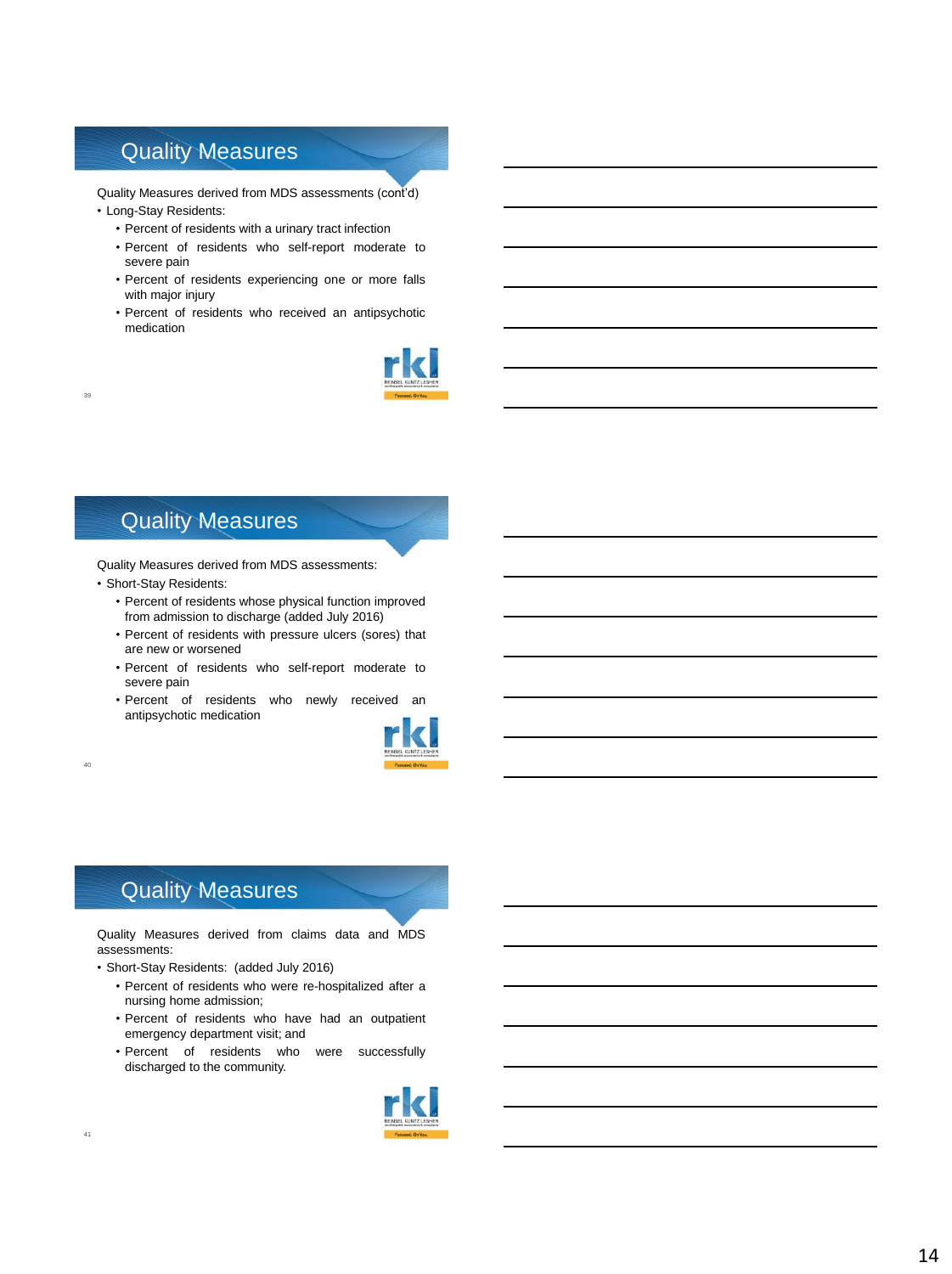## Quality Measures

Quality Measures derived from MDS assessments (cont'd)

- Long-Stay Residents:
  - Percent of residents with a urinary tract infection
  - Percent of residents who self-report moderate to severe pain
  - Percent of residents experiencing one or more falls with major injury
  - Percent of residents who received an antipsychotic medication

## Quality Measures

Quality Measures derived from MDS assessments:

- Short-Stay Residents:
  - Percent of residents whose physical function improved from admission to discharge (added July 2016)
  - Percent of residents with pressure ulcers (sores) that are new or worsened
  - Percent of residents who self-report moderate to severe pain
  - Percent of residents who newly received an antipsychotic medication

## Quality Measures

Quality Measures derived from claims data and MDS assessments:

- Short-Stay Residents: (added July 2016)
  - Percent of residents who were re-hospitalized after a nursing home admission;
  - Percent of residents who have had an outpatient emergency department visit; and
  - Percent of residents who were successfully discharged to the community.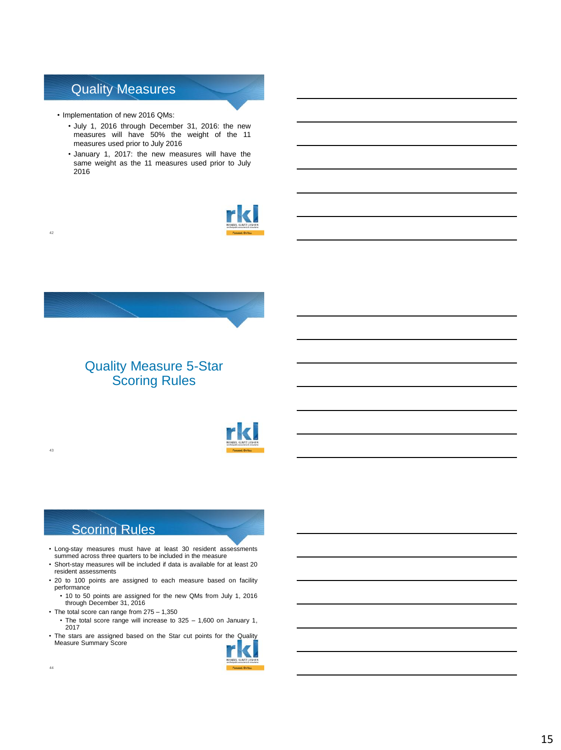## Quality Measures

- Implementation of new 2016 QMs:
  - July 1, 2016 through December 31, 2016: the new measures will have 50% the weight of the 11 measures used prior to July 2016
  - January 1, 2017: the new measures will have the same weight as the 11 measures used prior to July 2016

## Quality Measure 5-Star Scoring Rules

## Scoring Rules

- Long-stay measures must have at least 30 resident assessments summed across three quarters to be included in the measure
- Short-stay measures will be included if data is available for at least 20 resident assessments
- 20 to 100 points are assigned to each measure based on facility performance
  - 10 to 50 points are assigned for the new QMs from July 1, 2016 through December 31, 2016
- The total score can range from 275 – 1,350
  - The total score range will increase to 325 – 1,600 on January 1, 2017
- The stars are assigned based on the Star cut points for the Quality Measure Summary Score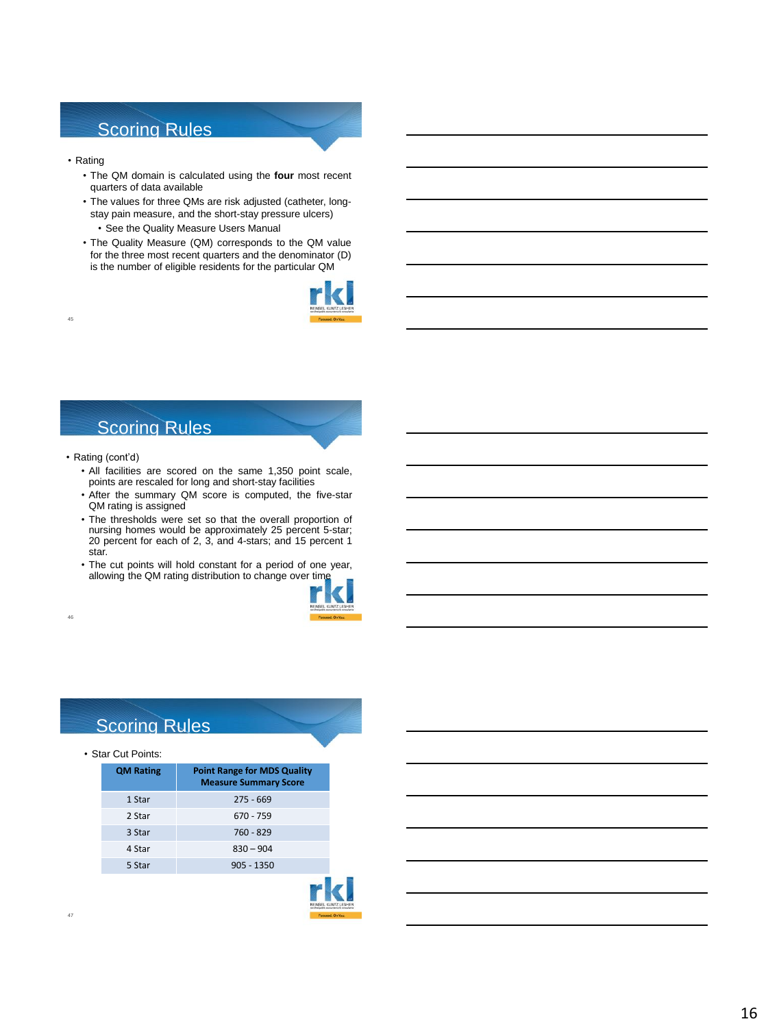## Scoring Rules

- Rating
  - The QM domain is calculated using the **four** most recent quarters of data available
  - The values for three QMs are risk adjusted (catheter, long-stay pain measure, and the short-stay pressure ulcers)
    - See the Quality Measure Users Manual
  - The Quality Measure (QM) corresponds to the QM value for the three most recent quarters and the denominator (D) is the number of eligible residents for the particular QM

## Scoring Rules

- Rating (cont'd)
  - All facilities are scored on the same 1,350 point scale, points are rescaled for long and short-stay facilities
  - After the summary QM score is computed, the five-star QM rating is assigned
  - The thresholds were set so that the overall proportion of nursing homes would be approximately 25 percent 5-star; 20 percent for each of 2, 3, and 4-stars; and 15 percent 1 star.
  - The cut points will hold constant for a period of one year, allowing the QM rating distribution to change over time

## Scoring Rules

- Star Cut Points:

| QM Rating | Point Range for MDS Quality Measure Summary Score |
|---|---|
| 1 Star | 275 - 669 |
| 2 Star | 670 - 759 |
| 3 Star | 760 - 829 |
| 4 Star | 830 – 904 |
| 5 Star | 905 - 1350 |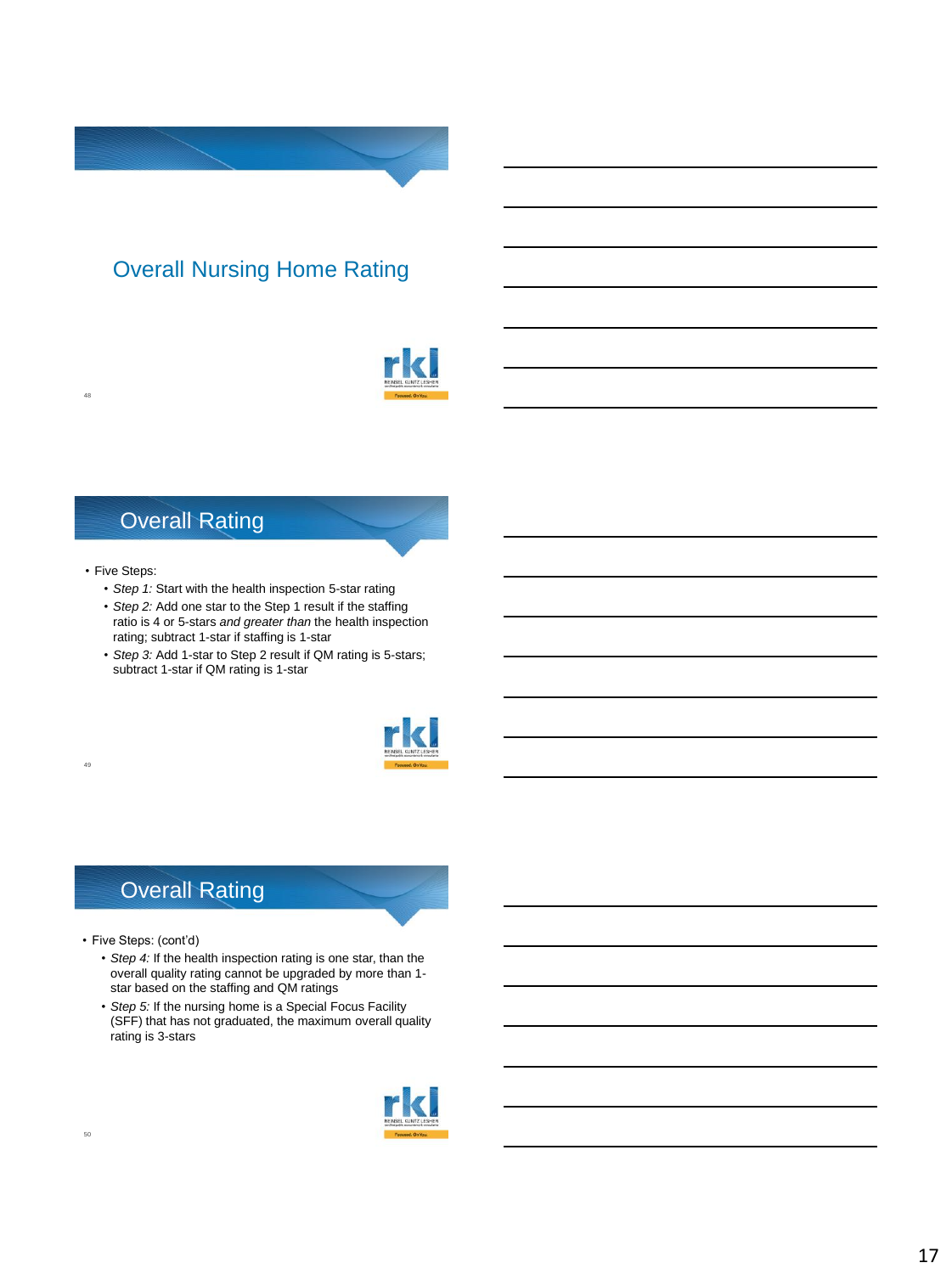## Overall Nursing Home Rating

## Overall Rating

- Five Steps:
  - *Step 1:* Start with the health inspection 5-star rating
  - *Step 2:* Add one star to the Step 1 result if the staffing ratio is 4 or 5-stars *and greater than* the health inspection rating; subtract 1-star if staffing is 1-star
  - *Step 3:* Add 1-star to Step 2 result if QM rating is 5-stars; subtract 1-star if QM rating is 1-star

## Overall Rating

- Five Steps: (cont'd)
  - *Step 4:* If the health inspection rating is one star, than the overall quality rating cannot be upgraded by more than 1-star based on the staffing and QM ratings
  - *Step 5:* If the nursing home is a Special Focus Facility (SFF) that has not graduated, the maximum overall quality rating is 3-stars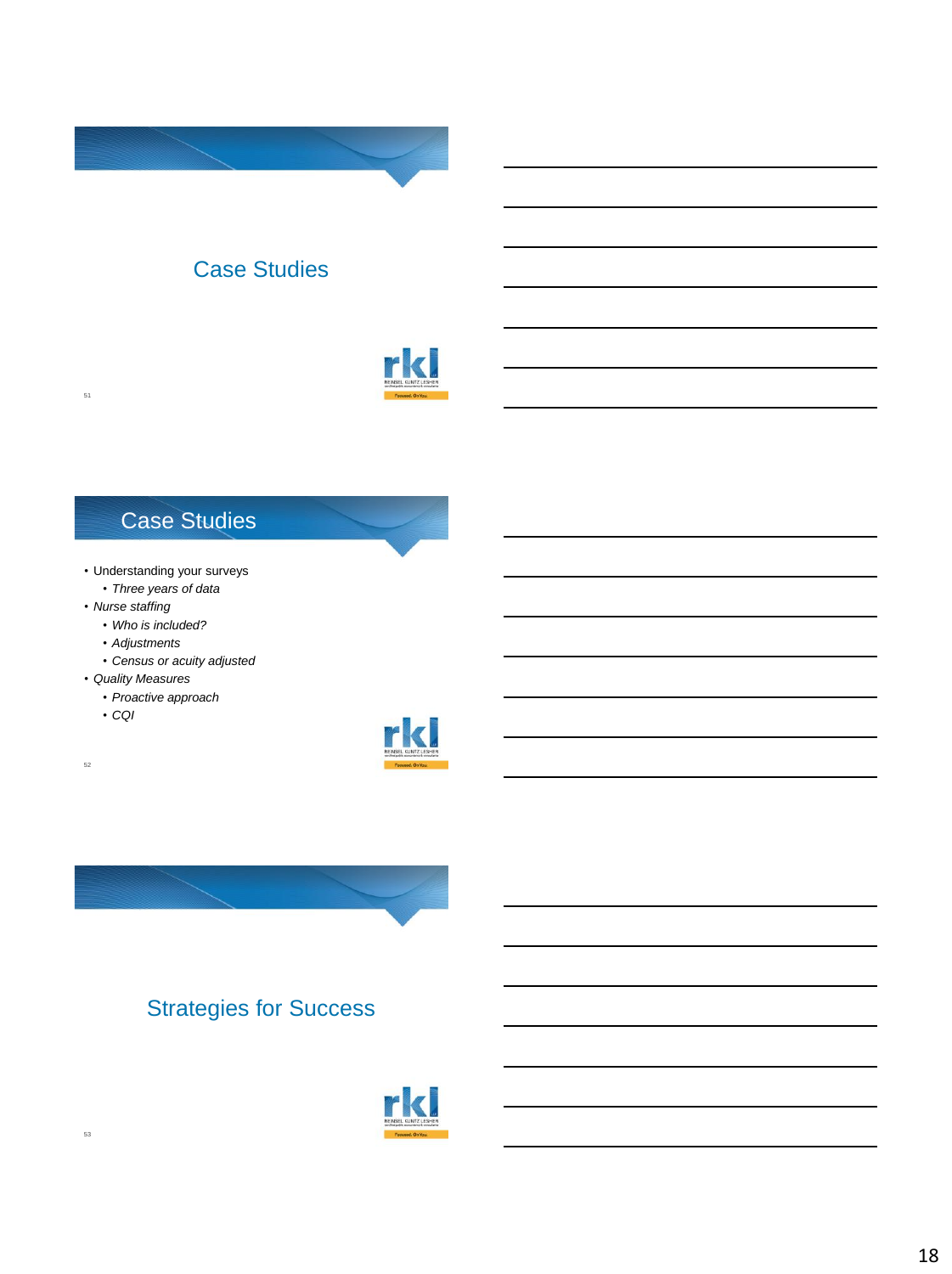## Case Studies

## Case Studies

- Understanding your surveys
  - *Three years of data*
- *Nurse staffing*
  - *Who is included?*
  - *Adjustments*
  - *Census or acuity adjusted*
- *Quality Measures*
  - *Proactive approach*
  - *CQI*

## Strategies for Success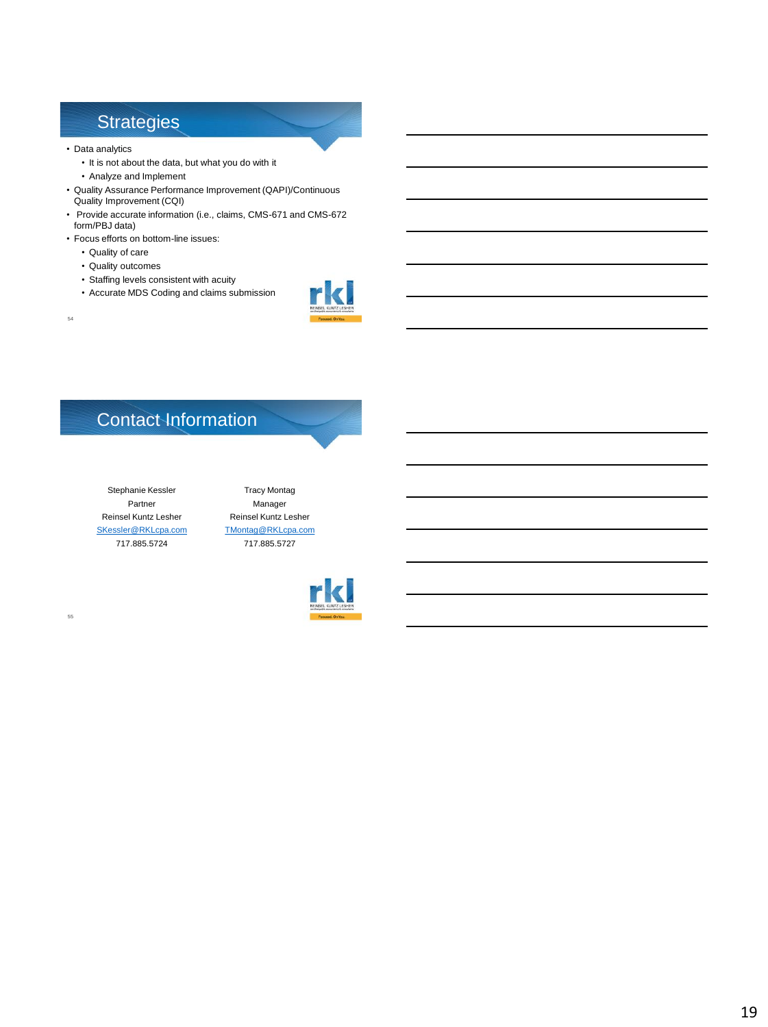## Strategies

- Data analytics
  - It is not about the data, but what you do with it
  - Analyze and Implement
- Quality Assurance Performance Improvement (QAPI)/Continuous Quality Improvement (CQI)
- Provide accurate information (i.e., claims, CMS-671 and CMS-672 form/PBJ data)
- Focus efforts on bottom-line issues:
  - Quality of care
  - Quality outcomes
  - Staffing levels consistent with acuity
  - Accurate MDS Coding and claims submission

## Contact Information

Stephanie Kessler
Partner
Reinsel Kuntz Lesher
SKessler@RKLcpa.com
717.885.5724

Tracy Montag
Manager
Reinsel Kuntz Lesher
TMontag@RKLcpa.com
717.885.5727